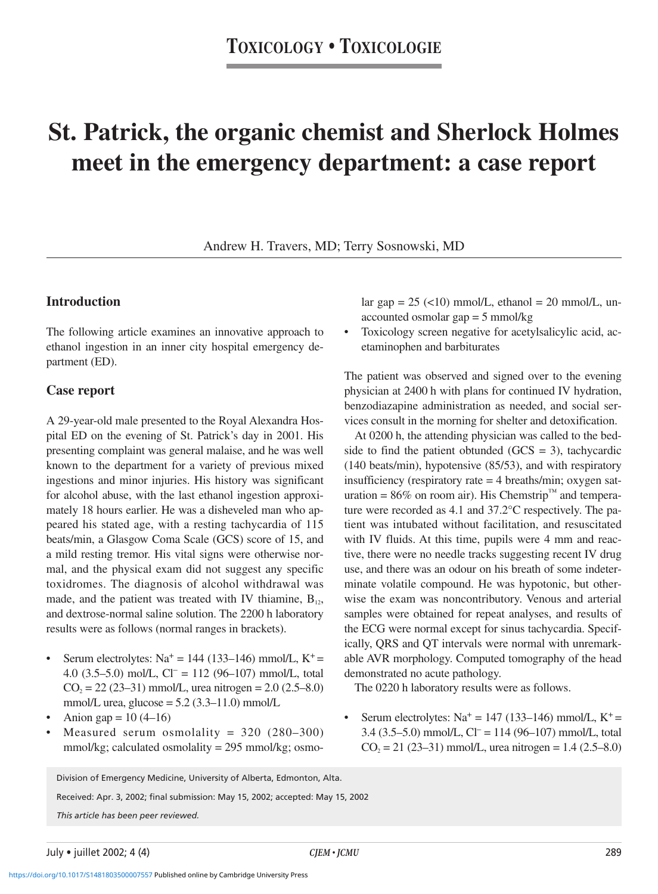# TOXICOLOGY • TOXICOLOGIE

# St. Patrick, the organic chemist and Sherlock Holmes meet in the emergency department: a case report

Andrew H. Travers, MD; Terry Sosnowski, MD

## Introduction

The following article examines an innovative approach to ethanol ingestion in an inner city hospital emergency department (ED).

## Case report

A 29-year-old male presented to the Royal Alexandra Hospital ED on the evening of St. Patrick's day in 2001. His presenting complaint was general malaise, and he was well known to the department for a variety of previous mixed ingestions and minor injuries. His history was significant for alcohol abuse, with the last ethanol ingestion approximately 18 hours earlier. He was a disheveled man who appeared his stated age, with a resting tachycardia of 115 beats/min, a Glasgow Coma Scale (GCS) score of 15, and a mild resting tremor. His vital signs were otherwise normal, and the physical exam did not suggest any specific toxidromes. The diagnosis of alcohol withdrawal was made, and the patient was treated with IV thiamine, $B_{12}$, and dextrose-normal saline solution. The 2200 h laboratory results were as follows (normal ranges in brackets).

- Serum electrolytes: $Na^+$ = 144 (133–146) mmol/L, $K^+$ = 4.0 (3.5–5.0) mol/L, $Cl^-$ = 112 (96–107) mmol/L, total $CO_2$ = 22 (23–31) mmol/L, urea nitrogen = 2.0 (2.5–8.0) mmol/L urea, glucose = 5.2 (3.3–11.0) mmol/L
- Anion gap = 10 (4–16)
- Measured serum osmolality = 320 (280–300) mmol/kg; calculated osmolality = 295 mmol/kg; osmolar gap = 25 (<10) mmol/L, ethanol = 20 mmol/L, unaccounted osmolar gap = 5 mmol/kg
- Toxicology screen negative for acetylsalicylic acid, acetaminophen and barbiturates

The patient was observed and signed over to the evening physician at 2400 h with plans for continued IV hydration, benzodiazapine administration as needed, and social services consult in the morning for shelter and detoxification.

At 0200 h, the attending physician was called to the bedside to find the patient obtunded (GCS = 3), tachycardic (140 beats/min), hypotensive (85/53), and with respiratory insufficiency (respiratory rate = 4 breaths/min; oxygen saturation = 86% on room air). His Chemstrip™ and temperature were recorded as 4.1 and 37.2°C respectively. The patient was intubated without facilitation, and resuscitated with IV fluids. At this time, pupils were 4 mm and reactive, there were no needle tracks suggesting recent IV drug use, and there was an odour on his breath of some indeterminate volatile compound. He was hypotonic, but otherwise the exam was noncontributory. Venous and arterial samples were obtained for repeat analyses, and results of the ECG were normal except for sinus tachycardia. Specifically, QRS and QT intervals were normal with unremarkable AVR morphology. Computed tomography of the head demonstrated no acute pathology.

The 0220 h laboratory results were as follows.

- Serum electrolytes: $Na^+$ = 147 (133–146) mmol/L, $K^+$ = 3.4 (3.5–5.0) mmol/L, $Cl^-$ = 114 (96–107) mmol/L, total $CO_2$ = 21 (23–31) mmol/L, urea nitrogen = 1.4 (2.5–8.0)

Division of Emergency Medicine, University of Alberta, Edmonton, Alta.

Received: Apr. 3, 2002; final submission: May 15, 2002; accepted: May 15, 2002

*This article has been peer reviewed.*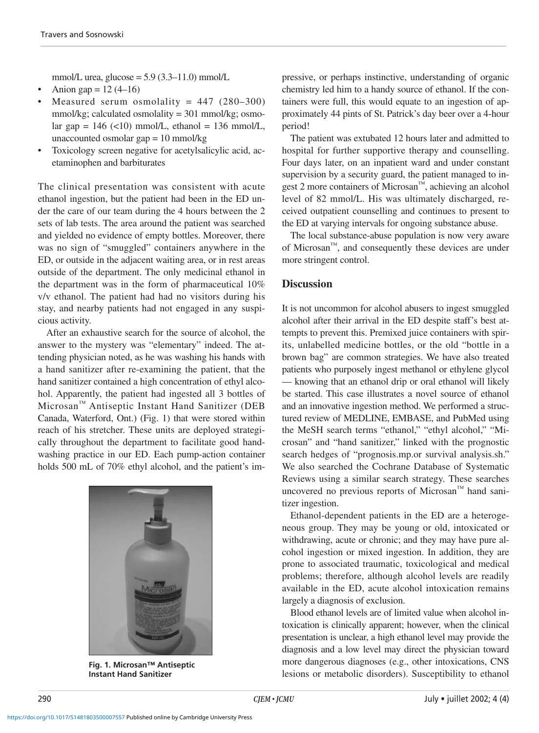mmol/L urea, glucose = 5.9 (3.3–11.0) mmol/L

- Anion gap = 12 (4–16)
- Measured serum osmolality = 447 (280–300) mmol/kg; calculated osmolality = 301 mmol/kg; osmolar gap = 146 (<10) mmol/L, ethanol = 136 mmol/L, unaccounted osmolar gap = 10 mmol/kg
- Toxicology screen negative for acetylsalicylic acid, acetaminophen and barbiturates

The clinical presentation was consistent with acute ethanol ingestion, but the patient had been in the ED under the care of our team during the 4 hours between the 2 sets of lab tests. The area around the patient was searched and yielded no evidence of empty bottles. Moreover, there was no sign of "smuggled" containers anywhere in the ED, or outside in the adjacent waiting area, or in rest areas outside of the department. The only medicinal ethanol in the department was in the form of pharmaceutical 10% v/v ethanol. The patient had had no visitors during his stay, and nearby patients had not engaged in any suspicious activity.

After an exhaustive search for the source of alcohol, the answer to the mystery was "elementary" indeed. The attending physician noted, as he was washing his hands with a hand sanitizer after re-examining the patient, that the hand sanitizer contained a high concentration of ethyl alcohol. Apparently, the patient had ingested all 3 bottles of Microsan™ Antiseptic Instant Hand Sanitizer (DEB Canada, Waterford, Ont.) (Fig. 1) that were stored within reach of his stretcher. These units are deployed strategically throughout the department to facilitate good handwashing practice in our ED. Each pump-action container holds 500 mL of 70% ethyl alcohol, and the patient's impressive, or perhaps instinctive, understanding of organic chemistry led him to a handy source of ethanol. If the containers were full, this would equate to an ingestion of approximately 44 pints of St. Patrick's day beer over a 4-hour period!

**Fig. 1. Microsan™ Antiseptic Instant Hand Sanitizer**

The patient was extubated 12 hours later and admitted to hospital for further supportive therapy and counselling. Four days later, on an inpatient ward and under constant supervision by a security guard, the patient managed to ingest 2 more containers of Microsan™, achieving an alcohol level of 82 mmol/L. His was ultimately discharged, received outpatient counselling and continues to present to the ED at varying intervals for ongoing substance abuse.

The local substance-abuse population is now very aware of Microsan™, and consequently these devices are under more stringent control.

## Discussion

It is not uncommon for alcohol abusers to ingest smuggled alcohol after their arrival in the ED despite staff's best attempts to prevent this. Premixed juice containers with spirits, unlabelled medicine bottles, or the old "bottle in a brown bag" are common strategies. We have also treated patients who purposely ingest methanol or ethylene glycol — knowing that an ethanol drip or oral ethanol will likely be started. This case illustrates a novel source of ethanol and an innovative ingestion method. We performed a structured review of MEDLINE, EMBASE, and PubMed using the MeSH search terms "ethanol," "ethyl alcohol," "Microsan" and "hand sanitizer," linked with the prognostic search hedges of "prognosis.mp.or survival analysis.sh." We also searched the Cochrane Database of Systematic Reviews using a similar search strategy. These searches uncovered no previous reports of Microsan™ hand sanitizer ingestion.

Ethanol-dependent patients in the ED are a heterogeneous group. They may be young or old, intoxicated or withdrawing, acute or chronic; and they may have pure alcohol ingestion or mixed ingestion. In addition, they are prone to associated traumatic, toxicological and medical problems; therefore, although alcohol levels are readily available in the ED, acute alcohol intoxication remains largely a diagnosis of exclusion.

Blood ethanol levels are of limited value when alcohol intoxication is clinically apparent; however, when the clinical presentation is unclear, a high ethanol level may provide the diagnosis and a low level may direct the physician toward more dangerous diagnoses (e.g., other intoxications, CNS lesions or metabolic disorders). Susceptibility to ethanol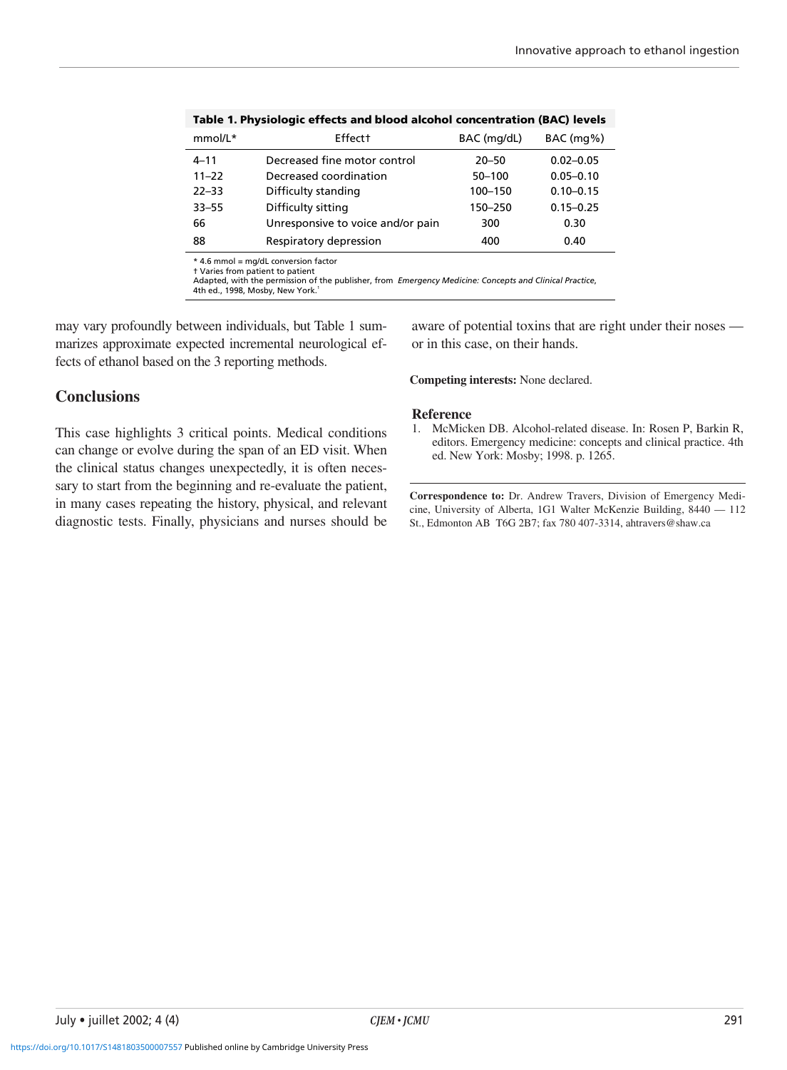**Table 1. Physiologic effects and blood alcohol concentration (BAC) levels**

| mmol/L* | Effect† | BAC (mg/dL) | BAC (mg%) |
|---|---|---|---|
| 4–11 | Decreased fine motor control | 20–50 | 0.02–0.05 |
| 11–22 | Decreased coordination | 50–100 | 0.05–0.10 |
| 22–33 | Difficulty standing | 100–150 | 0.10–0.15 |
| 33–55 | Difficulty sitting | 150–250 | 0.15–0.25 |
| 66 | Unresponsive to voice and/or pain | 300 | 0.30 |
| 88 | Respiratory depression | 400 | 0.40 |

* 4.6 mmol = mg/dL conversion factor
† Varies from patient to patient
Adapted, with the permission of the publisher, from *Emergency Medicine: Concepts and Clinical Practice*, 4th ed., 1998, Mosby, New York.[1]

may vary profoundly between individuals, but Table 1 summarizes approximate expected incremental neurological effects of ethanol based on the 3 reporting methods.

## Conclusions

This case highlights 3 critical points. Medical conditions can change or evolve during the span of an ED visit. When the clinical status changes unexpectedly, it is often necessary to start from the beginning and re-evaluate the patient, in many cases repeating the history, physical, and relevant diagnostic tests. Finally, physicians and nurses should be aware of potential toxins that are right under their noses — or in this case, on their hands.

**Competing interests:** None declared.

## Reference

1. McMicken DB. Alcohol-related disease. In: Rosen P, Barkin R, editors. Emergency medicine: concepts and clinical practice. 4th ed. New York: Mosby; 1998. p. 1265.

**Correspondence to:** Dr. Andrew Travers, Division of Emergency Medicine, University of Alberta, 1G1 Walter McKenzie Building, 8440 — 112 St., Edmonton AB T6G 2B7; fax 780 407-3314, ahtravers@shaw.ca